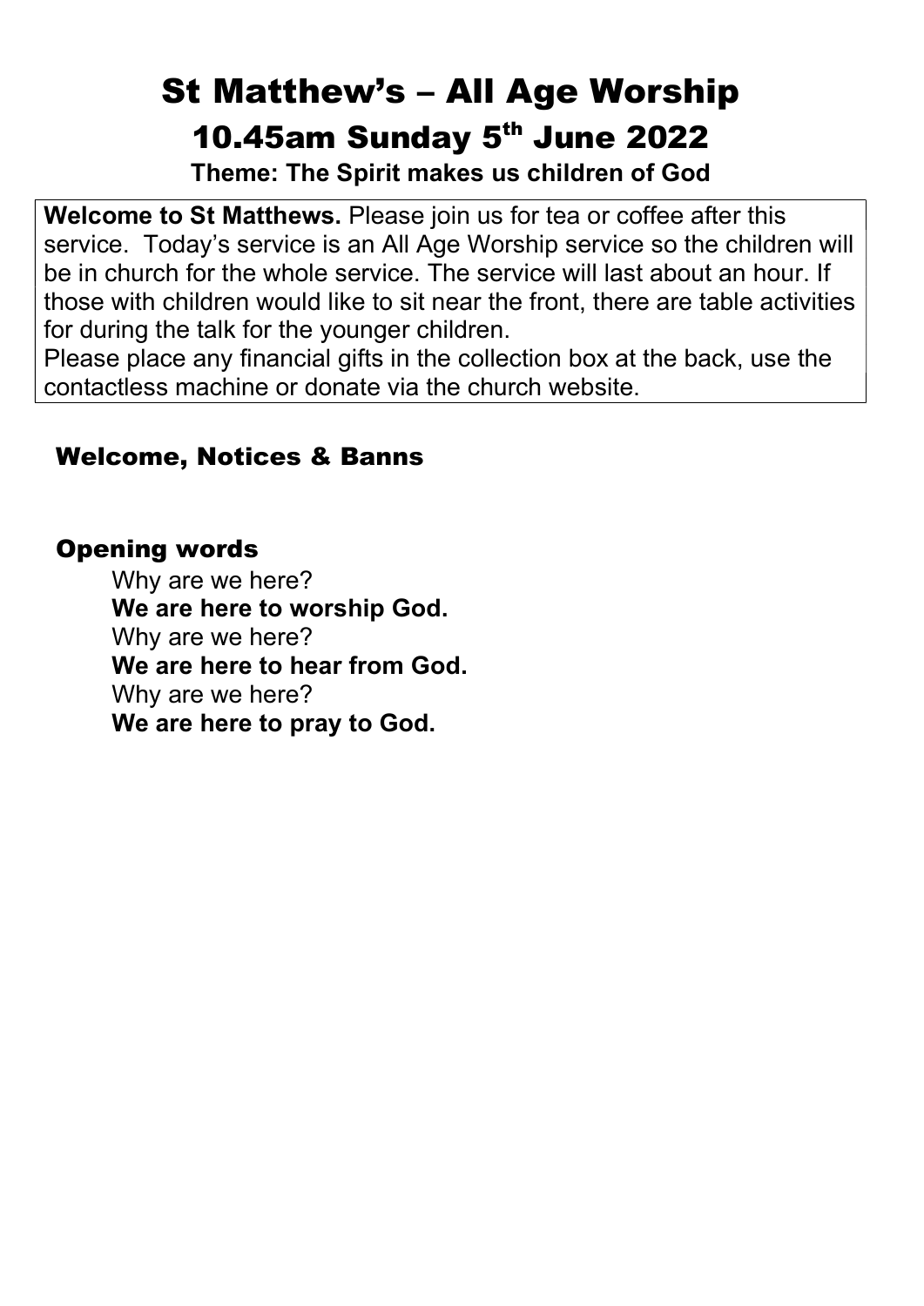# St Matthew's – All Age Worship

# 10.45am Sunday 5th June 2022

**Theme: The Spirit makes us children of God**

**Welcome to St Matthews.** Please join us for tea or coffee after this service. Today's service is an All Age Worship service so the children will be in church for the whole service. The service will last about an hour. If those with children would like to sit near the front, there are table activities for during the talk for the younger children.
Please place any financial gifts in the collection box at the back, use the contactless machine or donate via the church website.

## Welcome, Notices & Banns

## Opening words

Why are we here?
**We are here to worship God.**
Why are we here?
**We are here to hear from God.**
Why are we here?
**We are here to pray to God.**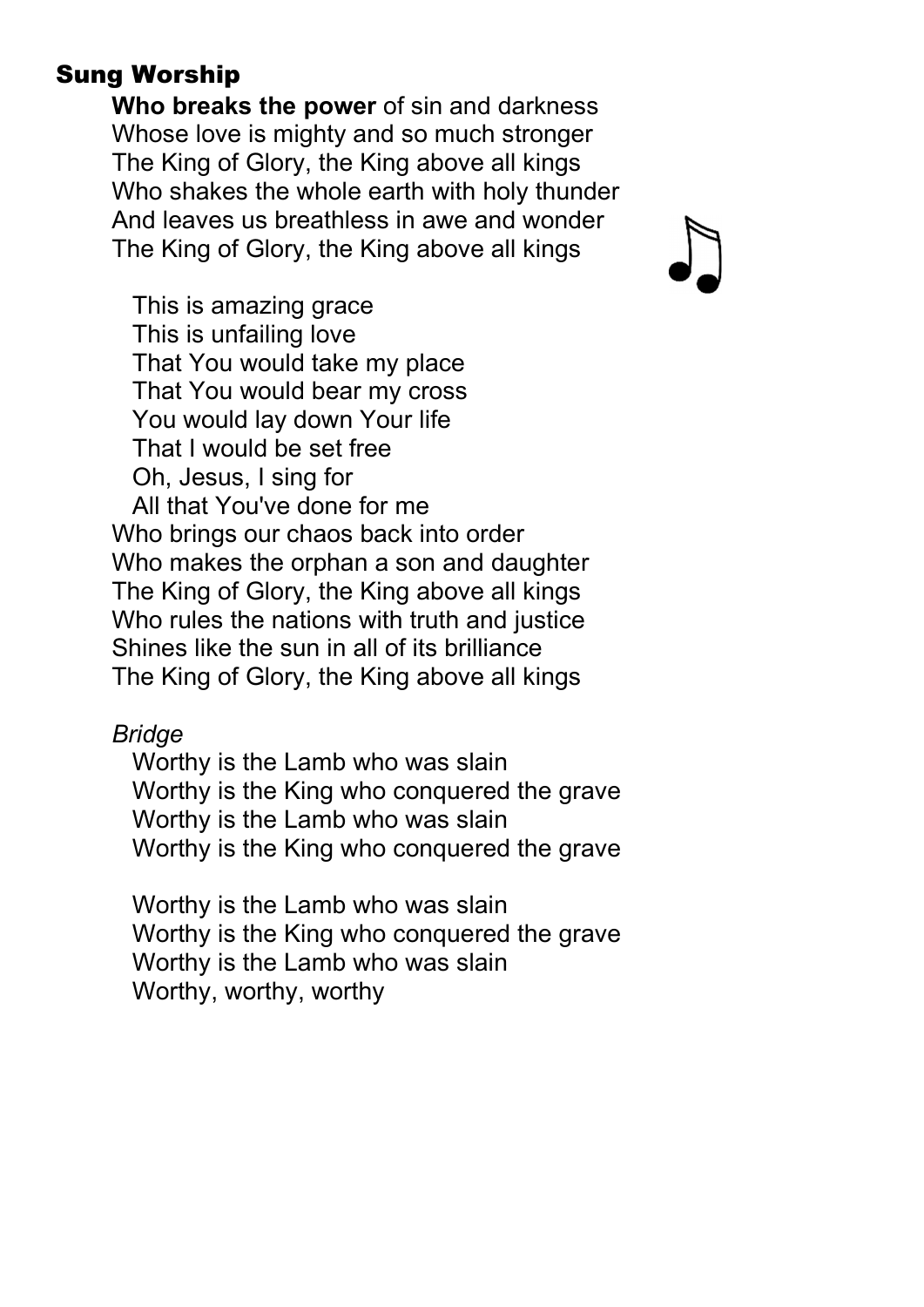## Sung Worship

**Who breaks the power** of sin and darkness
Whose love is mighty and so much stronger
The King of Glory, the King above all kings
Who shakes the whole earth with holy thunder
And leaves us breathless in awe and wonder
The King of Glory, the King above all kings

This is amazing grace
This is unfailing love
That You would take my place
That You would bear my cross
You would lay down Your life
That I would be set free
Oh, Jesus, I sing for
All that You've done for me

Who brings our chaos back into order
Who makes the orphan a son and daughter
The King of Glory, the King above all kings
Who rules the nations with truth and justice
Shines like the sun in all of its brilliance
The King of Glory, the King above all kings

*Bridge*

Worthy is the Lamb who was slain
Worthy is the King who conquered the grave
Worthy is the Lamb who was slain
Worthy is the King who conquered the grave

Worthy is the Lamb who was slain
Worthy is the King who conquered the grave
Worthy is the Lamb who was slain
Worthy, worthy, worthy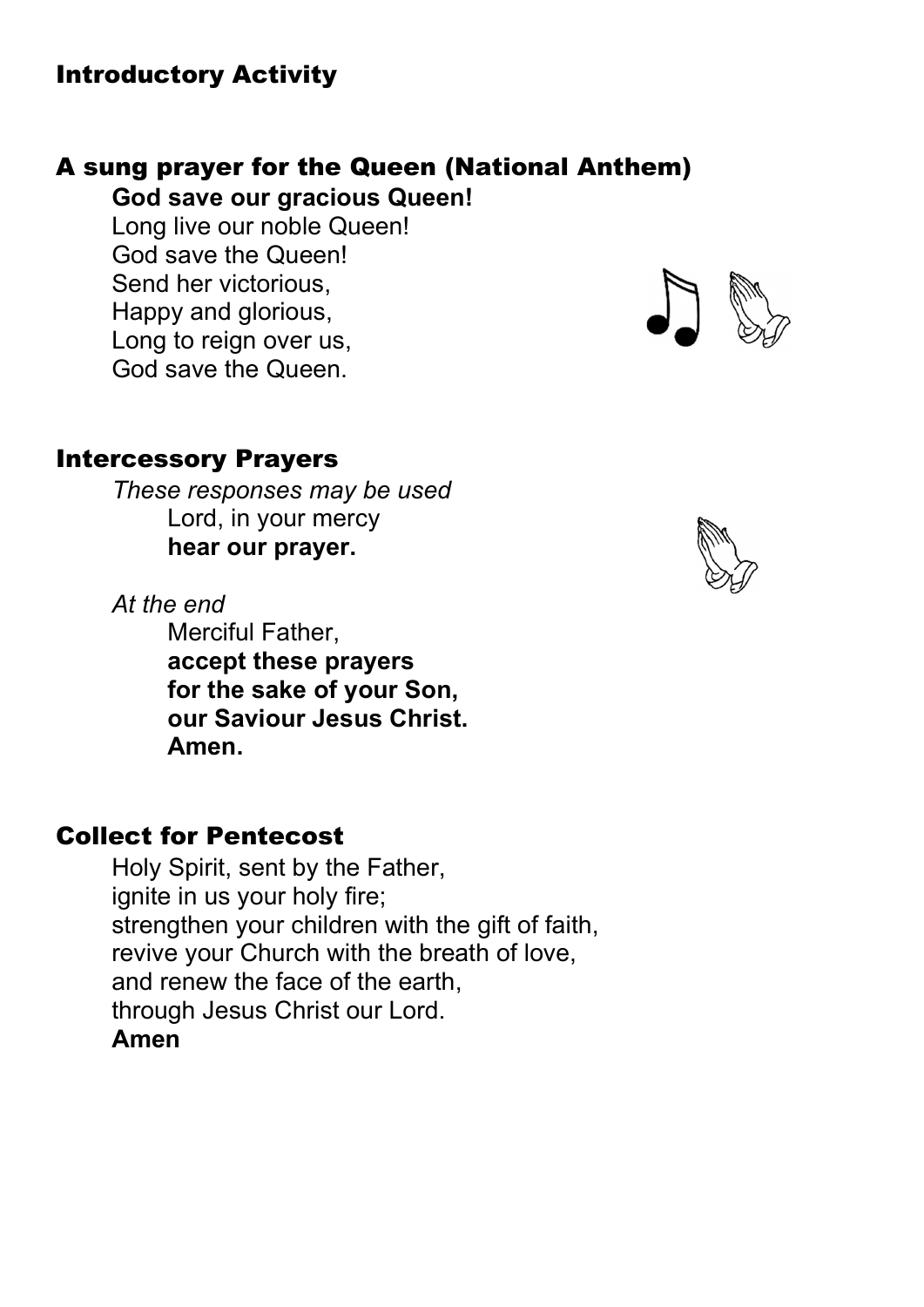## Introductory Activity

## A sung prayer for the Queen (National Anthem)

**God save our gracious Queen!**
Long live our noble Queen!
God save the Queen!
Send her victorious,
Happy and glorious,
Long to reign over us,
God save the Queen.

## Intercessory Prayers

*These responses may be used*
Lord, in your mercy
**hear our prayer.**

*At the end*
Merciful Father,
**accept these prayers**
**for the sake of your Son,**
**our Saviour Jesus Christ.**
**Amen.**

## Collect for Pentecost

Holy Spirit, sent by the Father,
ignite in us your holy fire;
strengthen your children with the gift of faith,
revive your Church with the breath of love,
and renew the face of the earth,
through Jesus Christ our Lord.
**Amen**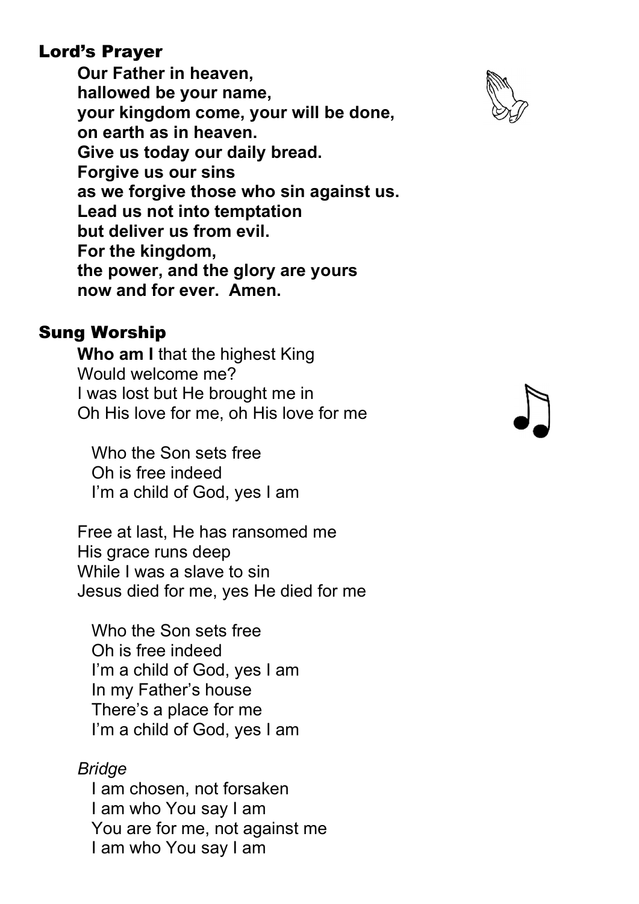## Lord's Prayer

**Our Father in heaven,**
**hallowed be your name,**
**your kingdom come, your will be done,**
**on earth as in heaven.**
**Give us today our daily bread.**
**Forgive us our sins**
**as we forgive those who sin against us.**
**Lead us not into temptation**
**but deliver us from evil.**
**For the kingdom,**
**the power, and the glory are yours**
**now and for ever. Amen.**

## Sung Worship

**Who am I** that the highest King
Would welcome me?
I was lost but He brought me in
Oh His love for me, oh His love for me

Who the Son sets free
Oh is free indeed
I'm a child of God, yes I am

Free at last, He has ransomed me
His grace runs deep
While I was a slave to sin
Jesus died for me, yes He died for me

Who the Son sets free
Oh is free indeed
I'm a child of God, yes I am
In my Father's house
There's a place for me
I'm a child of God, yes I am

*Bridge*

I am chosen, not forsaken
I am who You say I am
You are for me, not against me
I am who You say I am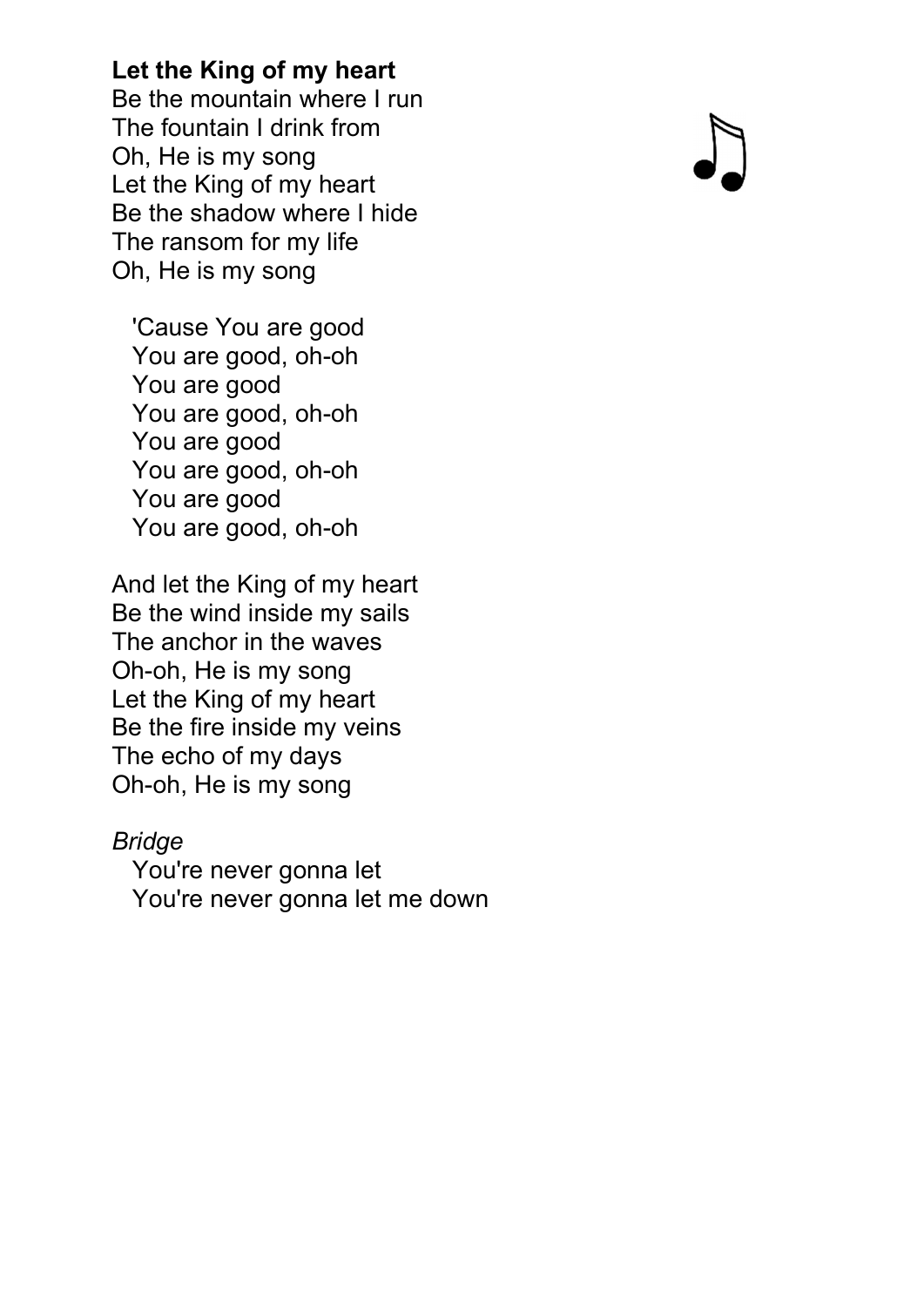**Let the King of my heart**
Be the mountain where I run
The fountain I drink from
Oh, He is my song
Let the King of my heart
Be the shadow where I hide
The ransom for my life
Oh, He is my song

'Cause You are good
You are good, oh-oh
You are good
You are good, oh-oh
You are good
You are good, oh-oh
You are good
You are good, oh-oh

And let the King of my heart
Be the wind inside my sails
The anchor in the waves
Oh-oh, He is my song
Let the King of my heart
Be the fire inside my veins
The echo of my days
Oh-oh, He is my song

*Bridge*

You're never gonna let
You're never gonna let me down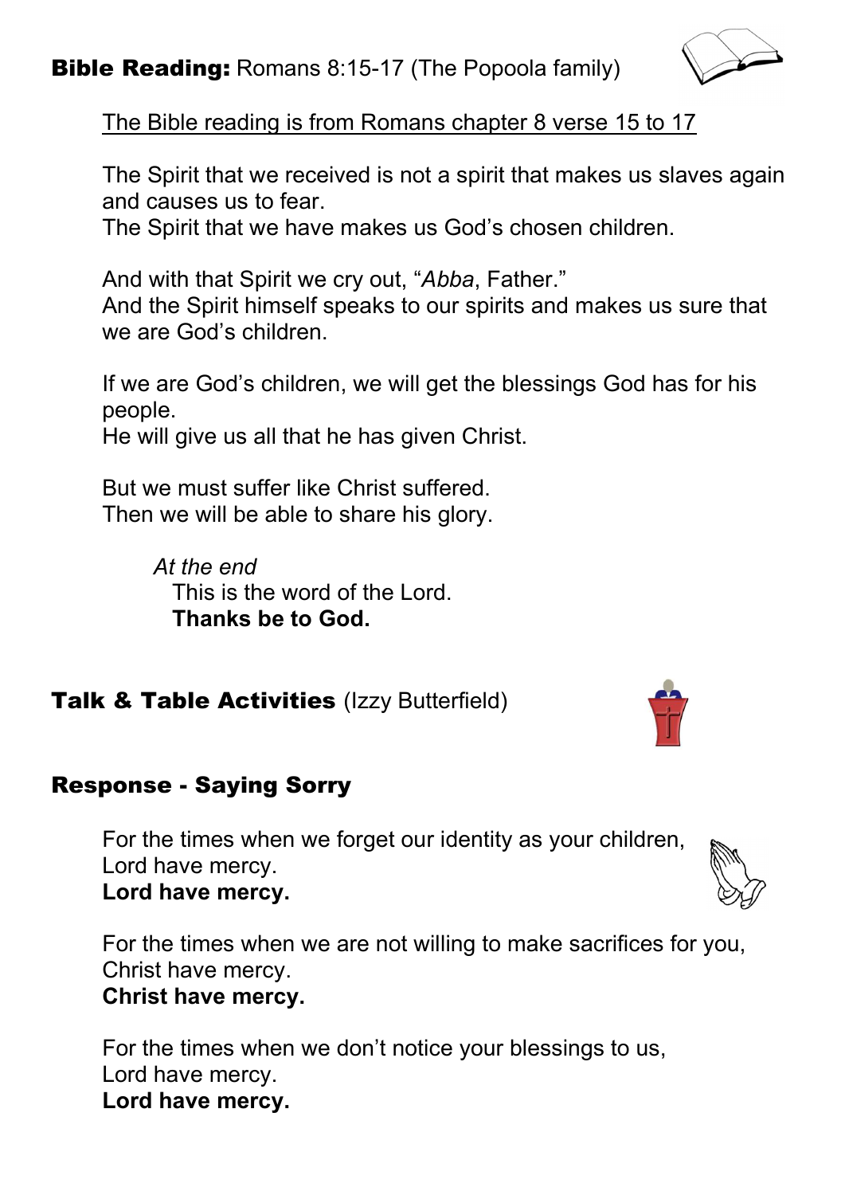## **Bible Reading:** Romans 8:15-17 (The Popoola family)

The Bible reading is from Romans chapter 8 verse 15 to 17

The Spirit that we received is not a spirit that makes us slaves again and causes us to fear.
The Spirit that we have makes us God's chosen children.

And with that Spirit we cry out, "*Abba*, Father."
And the Spirit himself speaks to our spirits and makes us sure that we are God's children.

If we are God's children, we will get the blessings God has for his people.
He will give us all that he has given Christ.

But we must suffer like Christ suffered.
Then we will be able to share his glory.

*At the end*
This is the word of the Lord.
**Thanks be to God.**

## **Talk & Table Activities** (Izzy Butterfield)

## **Response - Saying Sorry**

For the times when we forget our identity as your children,
Lord have mercy.
**Lord have mercy.**

For the times when we are not willing to make sacrifices for you,
Christ have mercy.
**Christ have mercy.**

For the times when we don't notice your blessings to us,
Lord have mercy.
**Lord have mercy.**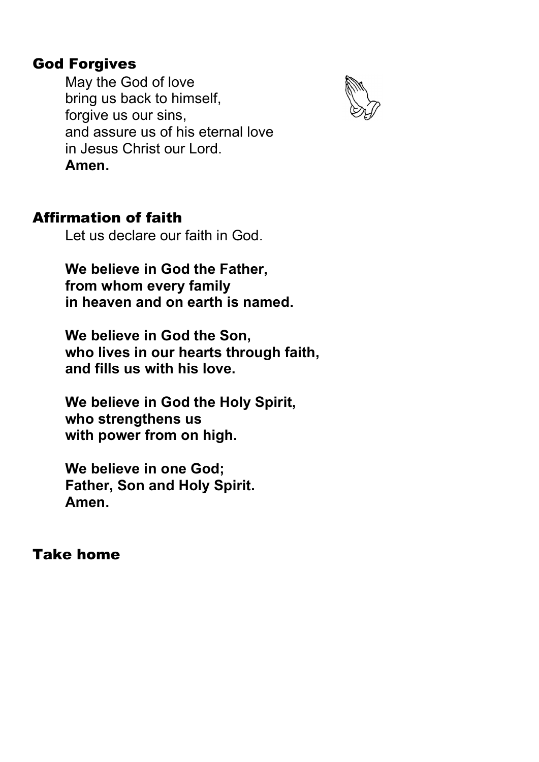## God Forgives

May the God of love
bring us back to himself,
forgive us our sins,
and assure us of his eternal love
in Jesus Christ our Lord.
**Amen.**

## Affirmation of faith

Let us declare our faith in God.

**We believe in God the Father,
from whom every family
in heaven and on earth is named.**

**We believe in God the Son,
who lives in our hearts through faith,
and fills us with his love.**

**We believe in God the Holy Spirit,
who strengthens us
with power from on high.**

**We believe in one God;
Father, Son and Holy Spirit.
Amen.**

## Take home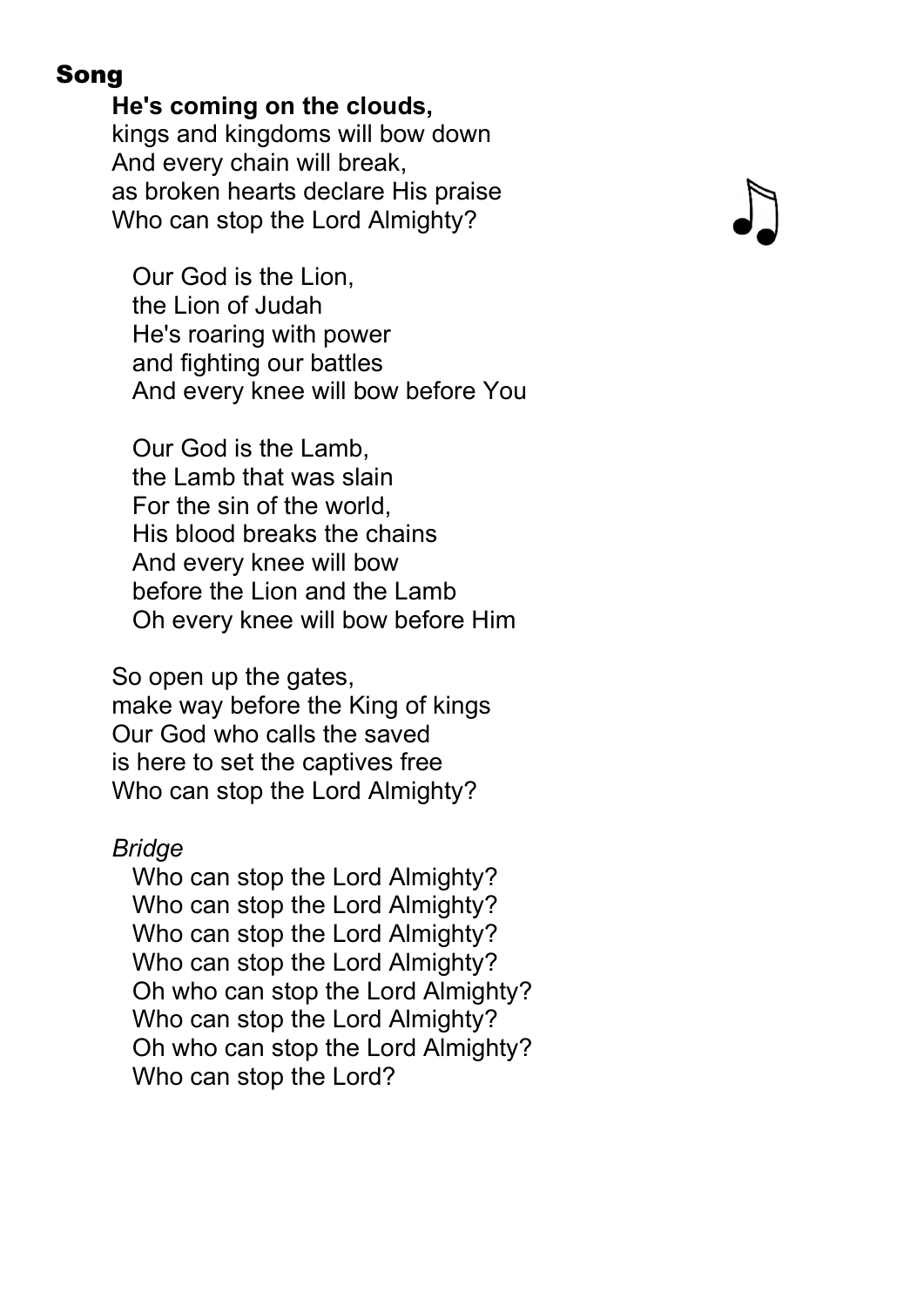## Song

**He's coming on the clouds,**
kings and kingdoms will bow down
And every chain will break,
as broken hearts declare His praise
Who can stop the Lord Almighty?

Our God is the Lion,
the Lion of Judah
He's roaring with power
and fighting our battles
And every knee will bow before You

Our God is the Lamb,
the Lamb that was slain
For the sin of the world,
His blood breaks the chains
And every knee will bow
before the Lion and the Lamb
Oh every knee will bow before Him

So open up the gates,
make way before the King of kings
Our God who calls the saved
is here to set the captives free
Who can stop the Lord Almighty?

*Bridge*

Who can stop the Lord Almighty?
Who can stop the Lord Almighty?
Who can stop the Lord Almighty?
Who can stop the Lord Almighty?
Oh who can stop the Lord Almighty?
Who can stop the Lord Almighty?
Oh who can stop the Lord Almighty?
Who can stop the Lord?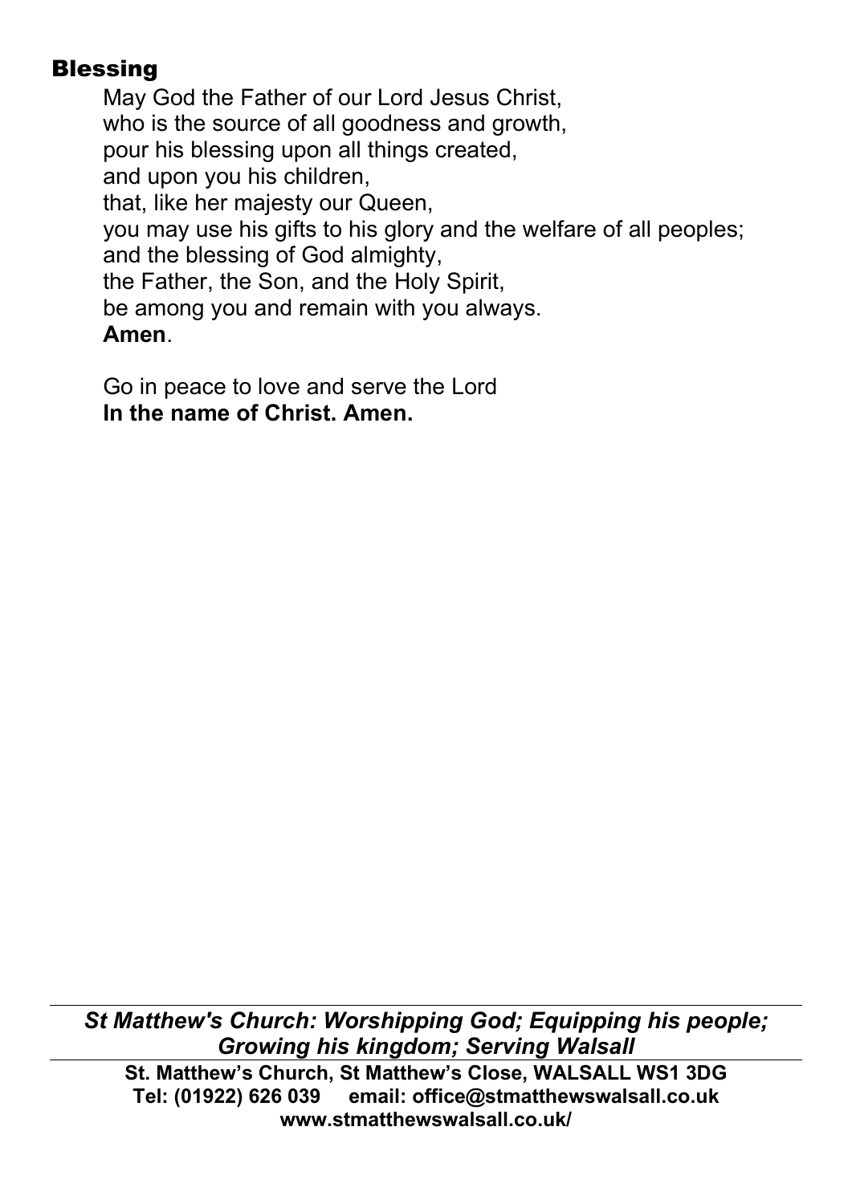## Blessing

May God the Father of our Lord Jesus Christ,
who is the source of all goodness and growth,
pour his blessing upon all things created,
and upon you his children,
that, like her majesty our Queen,
you may use his gifts to his glory and the welfare of all peoples;
and the blessing of God almighty,
the Father, the Son, and the Holy Spirit,
be among you and remain with you always.
**Amen**.

Go in peace to love and serve the Lord
**In the name of Christ. Amen.**

***St Matthew's Church: Worshipping God; Equipping his people; Growing his kingdom; Serving Walsall***

**St. Matthew's Church, St Matthew's Close, WALSALL WS1 3DG**
**Tel: (01922) 626 039 email: office@stmatthewswalsall.co.uk**
**www.stmatthewswalsall.co.uk/**